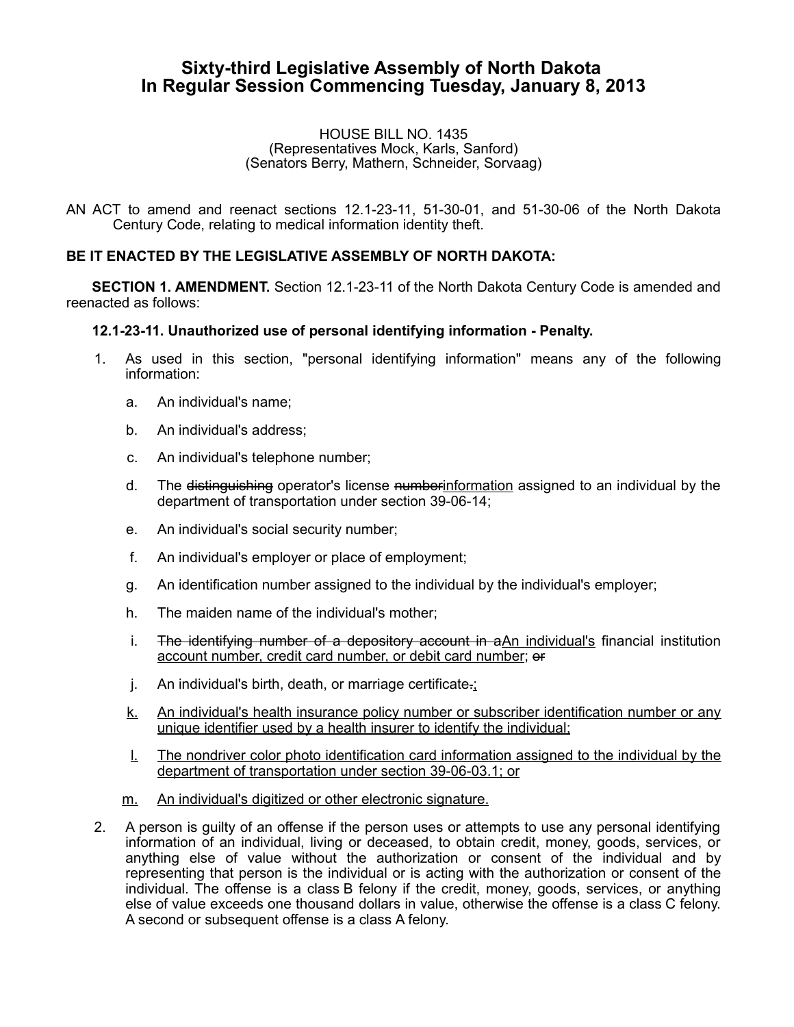# Sixty-third Legislative Assembly of North Dakota
# In Regular Session Commencing Tuesday, January 8, 2013

HOUSE BILL NO. 1435
(Representatives Mock, Karls, Sanford)
(Senators Berry, Mathern, Schneider, Sorvaag)

AN ACT to amend and reenact sections 12.1-23-11, 51-30-01, and 51-30-06 of the North Dakota Century Code, relating to medical information identity theft.

**BE IT ENACTED BY THE LEGISLATIVE ASSEMBLY OF NORTH DAKOTA:**

**SECTION 1. AMENDMENT.** Section 12.1-23-11 of the North Dakota Century Code is amended and reenacted as follows:

**12.1-23-11. Unauthorized use of personal identifying information - Penalty.**

1. As used in this section, "personal identifying information" means any of the following information:

   a. An individual's name;

   b. An individual's address;

   c. An individual's telephone number;

   d. The ~~distinguishing~~ operator's license ~~number~~<u>information</u> assigned to an individual by the department of transportation under section 39-06-14;

   e. An individual's social security number;

   f. An individual's employer or place of employment;

   g. An identification number assigned to the individual by the individual's employer;

   h. The maiden name of the individual's mother;

   i. ~~The identifying number of a depository account in a~~<u>An individual's</u> financial institution <u>account number, credit card number, or debit card number</u>; ~~or~~

   j. An individual's birth, death, or marriage certificate~~.~~<u>;</u>

   <u>k.</u> <u>An individual's health insurance policy number or subscriber identification number or any unique identifier used by a health insurer to identify the individual;</u>

   <u>l.</u> <u>The nondriver color photo identification card information assigned to the individual by the department of transportation under section 39-06-03.1; or</u>

   <u>m.</u> <u>An individual's digitized or other electronic signature.</u>

2. A person is guilty of an offense if the person uses or attempts to use any personal identifying information of an individual, living or deceased, to obtain credit, money, goods, services, or anything else of value without the authorization or consent of the individual and by representing that person is the individual or is acting with the authorization or consent of the individual. The offense is a class B felony if the credit, money, goods, services, or anything else of value exceeds one thousand dollars in value, otherwise the offense is a class C felony. A second or subsequent offense is a class A felony.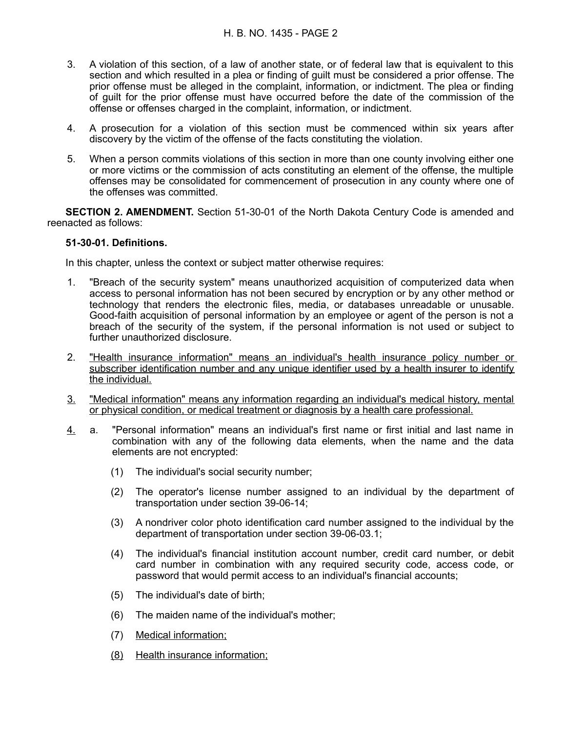3. A violation of this section, of a law of another state, or of federal law that is equivalent to this section and which resulted in a plea or finding of guilt must be considered a prior offense. The prior offense must be alleged in the complaint, information, or indictment. The plea or finding of guilt for the prior offense must have occurred before the date of the commission of the offense or offenses charged in the complaint, information, or indictment.

4. A prosecution for a violation of this section must be commenced within six years after discovery by the victim of the offense of the facts constituting the violation.

5. When a person commits violations of this section in more than one county involving either one or more victims or the commission of acts constituting an element of the offense, the multiple offenses may be consolidated for commencement of prosecution in any county where one of the offenses was committed.

**SECTION 2. AMENDMENT.** Section 51-30-01 of the North Dakota Century Code is amended and reenacted as follows:

**51-30-01. Definitions.**

In this chapter, unless the context or subject matter otherwise requires:

1. "Breach of the security system" means unauthorized acquisition of computerized data when access to personal information has not been secured by encryption or by any other method or technology that renders the electronic files, media, or databases unreadable or unusable. Good-faith acquisition of personal information by an employee or agent of the person is not a breach of the security of the system, if the personal information is not used or subject to further unauthorized disclosure.

2. <u>"Health insurance information" means an individual's health insurance policy number or subscriber identification number and any unique identifier used by a health insurer to identify the individual.</u>

<u>3.</u> <u>"Medical information" means any information regarding an individual's medical history, mental or physical condition, or medical treatment or diagnosis by a health care professional.</u>

<u>4.</u> a. "Personal information" means an individual's first name or first initial and last name in combination with any of the following data elements, when the name and the data elements are not encrypted:

   (1) The individual's social security number;

   (2) The operator's license number assigned to an individual by the department of transportation under section 39-06-14;

   (3) A nondriver color photo identification card number assigned to the individual by the department of transportation under section 39-06-03.1;

   (4) The individual's financial institution account number, credit card number, or debit card number in combination with any required security code, access code, or password that would permit access to an individual's financial accounts;

   (5) The individual's date of birth;

   (6) The maiden name of the individual's mother;

   (7) <u>Medical information;</u>

   <u>(8)</u> <u>Health insurance information;</u>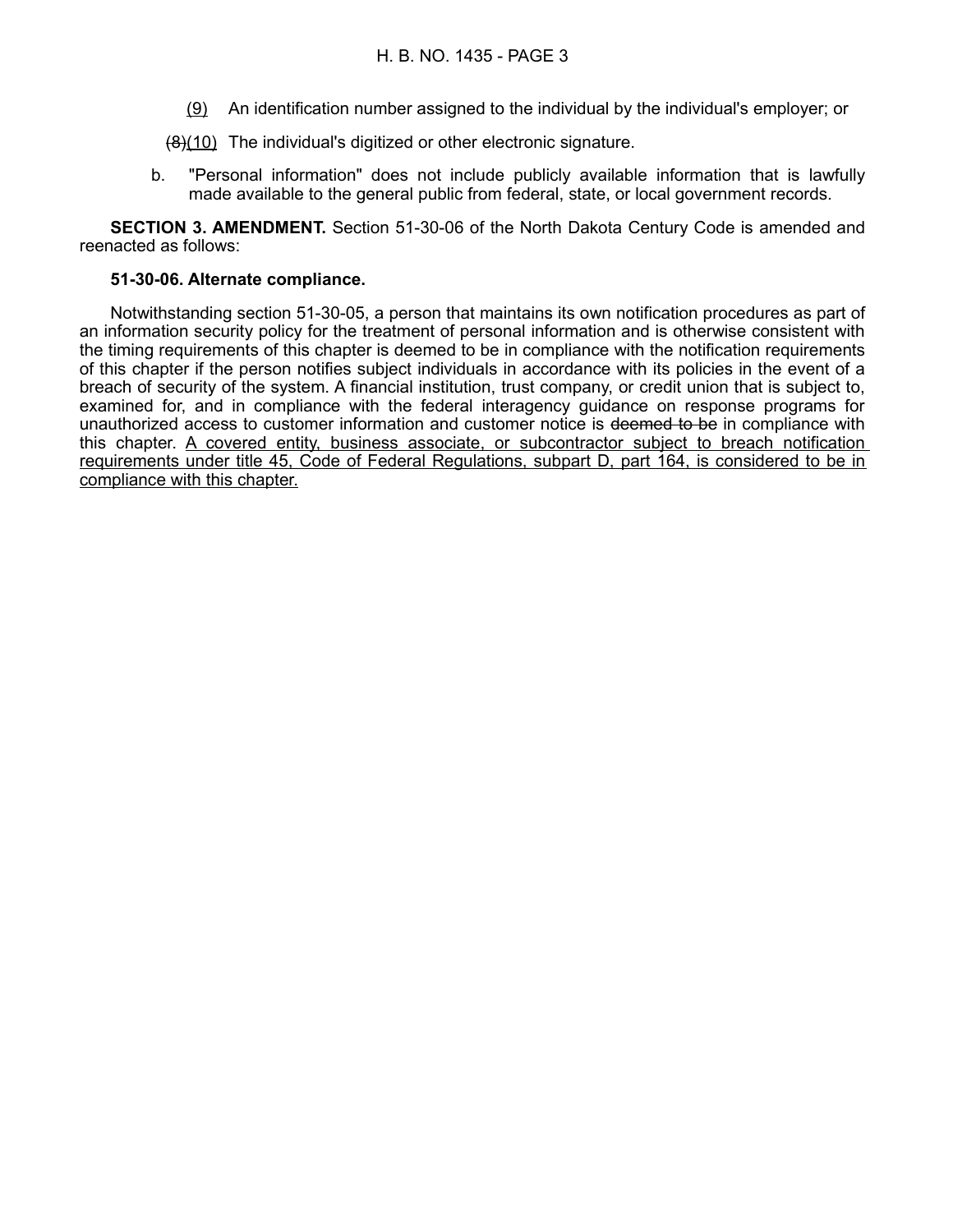(9) An identification number assigned to the individual by the individual's employer; or

~~(8)~~(10) The individual's digitized or other electronic signature.

b. "Personal information" does not include publicly available information that is lawfully made available to the general public from federal, state, or local government records.

**SECTION 3. AMENDMENT.** Section 51-30-06 of the North Dakota Century Code is amended and reenacted as follows:

**51-30-06. Alternate compliance.**

Notwithstanding section 51-30-05, a person that maintains its own notification procedures as part of an information security policy for the treatment of personal information and is otherwise consistent with the timing requirements of this chapter is deemed to be in compliance with the notification requirements of this chapter if the person notifies subject individuals in accordance with its policies in the event of a breach of security of the system. A financial institution, trust company, or credit union that is subject to, examined for, and in compliance with the federal interagency guidance on response programs for unauthorized access to customer information and customer notice is ~~deemed to be~~ in compliance with this chapter. A covered entity, business associate, or subcontractor subject to breach notification requirements under title 45, Code of Federal Regulations, subpart D, part 164, is considered to be in compliance with this chapter.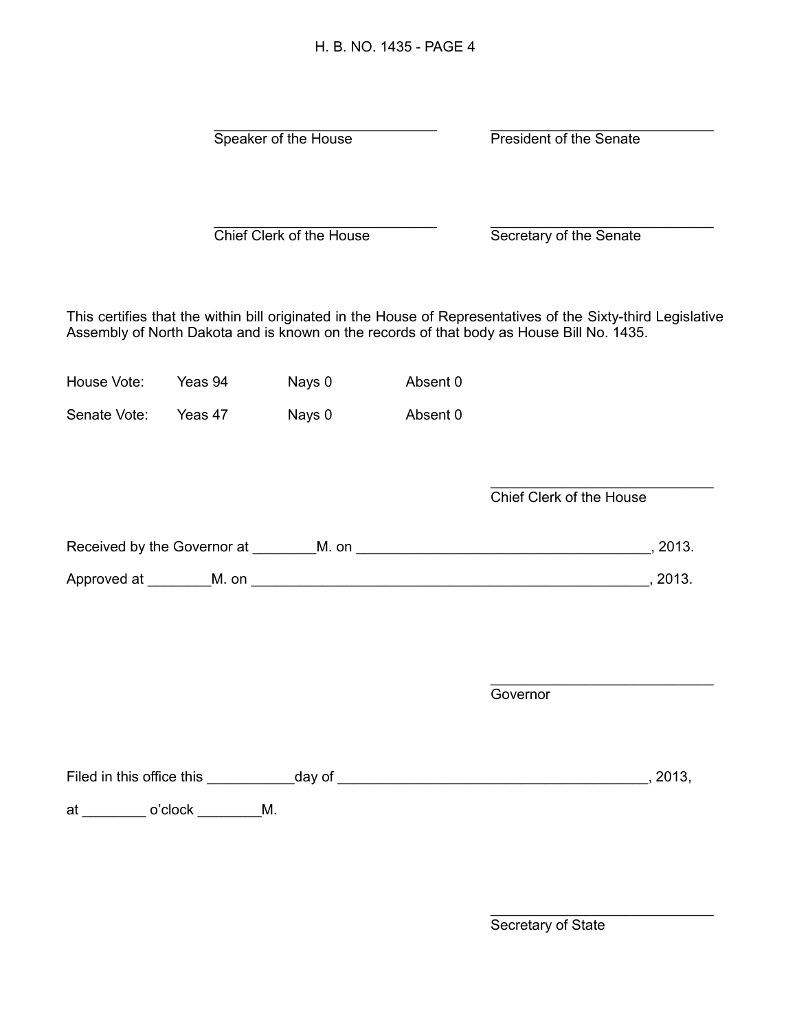\_\_\_\_\_\_\_\_\_\_\_\_\_\_\_\_\_\_\_\_\_\_\_\_\_\_\_\_ \_\_\_\_\_\_\_\_\_\_\_\_\_\_\_\_\_\_\_\_\_\_\_\_\_\_\_\_
Speaker of the House President of the Senate

\_\_\_\_\_\_\_\_\_\_\_\_\_\_\_\_\_\_\_\_\_\_\_\_\_\_\_\_ \_\_\_\_\_\_\_\_\_\_\_\_\_\_\_\_\_\_\_\_\_\_\_\_\_\_\_\_
Chief Clerk of the House Secretary of the Senate

This certifies that the within bill originated in the House of Representatives of the Sixty-third Legislative Assembly of North Dakota and is known on the records of that body as House Bill No. 1435.

| | | | |
|---|---|---|---|
| House Vote: | Yeas 94 | Nays 0 | Absent 0 |
| Senate Vote: | Yeas 47 | Nays 0 | Absent 0 |

\_\_\_\_\_\_\_\_\_\_\_\_\_\_\_\_\_\_\_\_\_\_\_\_\_\_\_\_
Chief Clerk of the House

Received by the Governor at \_\_\_\_\_\_\_\_M. on \_\_\_\_\_\_\_\_\_\_\_\_\_\_\_\_\_\_\_\_\_\_\_\_\_\_\_\_\_\_\_\_\_\_\_\_\_, 2013.

Approved at \_\_\_\_\_\_\_\_M. on \_\_\_\_\_\_\_\_\_\_\_\_\_\_\_\_\_\_\_\_\_\_\_\_\_\_\_\_\_\_\_\_\_\_\_\_\_\_\_\_\_\_\_\_\_\_\_\_\_\_\_, 2013.

\_\_\_\_\_\_\_\_\_\_\_\_\_\_\_\_\_\_\_\_\_\_\_\_\_\_\_\_
Governor

Filed in this office this \_\_\_\_\_\_\_\_\_\_\_day of \_\_\_\_\_\_\_\_\_\_\_\_\_\_\_\_\_\_\_\_\_\_\_\_\_\_\_\_\_\_\_\_\_\_\_\_\_\_\_, 2013,

at \_\_\_\_\_\_\_\_ o'clock \_\_\_\_\_\_\_\_M.

\_\_\_\_\_\_\_\_\_\_\_\_\_\_\_\_\_\_\_\_\_\_\_\_\_\_\_\_
Secretary of State